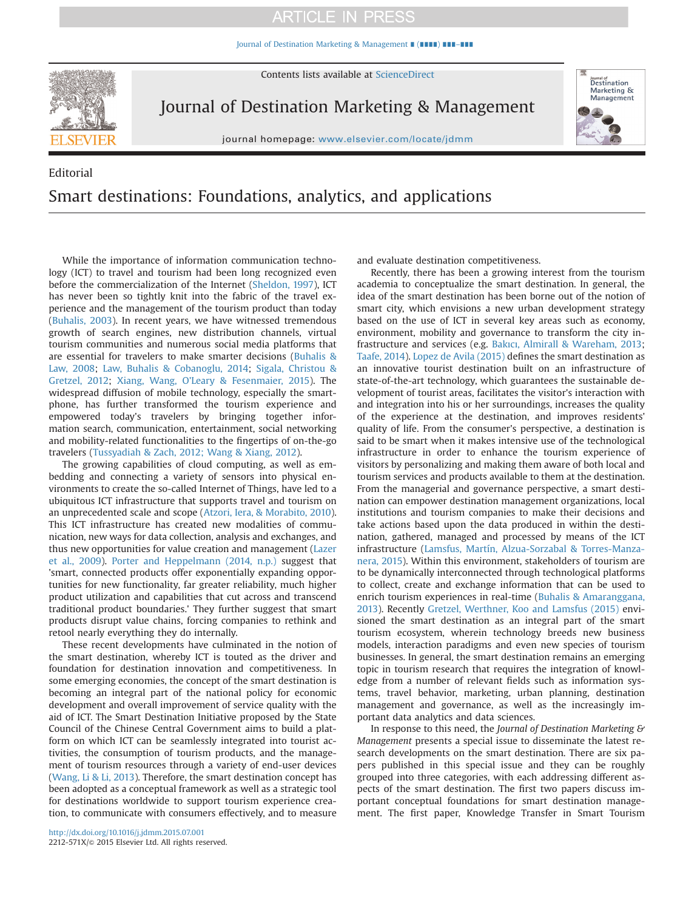Editorial

# Smart destinations: Foundations, analytics, and applications

While the importance of information communication technology (ICT) to travel and tourism had been long recognized even before the commercialization of the Internet (Sheldon, 1997), ICT has never been so tightly knit into the fabric of the travel experience and the management of the tourism product than today (Buhalis, 2003). In recent years, we have witnessed tremendous growth of search engines, new distribution channels, virtual tourism communities and numerous social media platforms that are essential for travelers to make smarter decisions (Buhalis & Law, 2008; Law, Buhalis & Cobanoglu, 2014; Sigala, Christou & Gretzel, 2012; Xiang, Wang, O'Leary & Fesenmaier, 2015). The widespread diffusion of mobile technology, especially the smartphone, has further transformed the tourism experience and empowered today's travelers by bringing together information search, communication, entertainment, social networking and mobility-related functionalities to the fingertips of on-the-go travelers (Tussyadiah & Zach, 2012; Wang & Xiang, 2012).

The growing capabilities of cloud computing, as well as embedding and connecting a variety of sensors into physical environments to create the so-called Internet of Things, have led to a ubiquitous ICT infrastructure that supports travel and tourism on an unprecedented scale and scope (Atzori, Iera, & Morabito, 2010). This ICT infrastructure has created new modalities of communication, new ways for data collection, analysis and exchanges, and thus new opportunities for value creation and management (Lazer et al., 2009). Porter and Heppelmann (2014, n.p.) suggest that 'smart, connected products offer exponentially expanding opportunities for new functionality, far greater reliability, much higher product utilization and capabilities that cut across and transcend traditional product boundaries.' They further suggest that smart products disrupt value chains, forcing companies to rethink and retool nearly everything they do internally.

These recent developments have culminated in the notion of the smart destination, whereby ICT is touted as the driver and foundation for destination innovation and competitiveness. In some emerging economies, the concept of the smart destination is becoming an integral part of the national policy for economic development and overall improvement of service quality with the aid of ICT. The Smart Destination Initiative proposed by the State Council of the Chinese Central Government aims to build a platform on which ICT can be seamlessly integrated into tourist activities, the consumption of tourism products, and the management of tourism resources through a variety of end-user devices (Wang, Li & Li, 2013). Therefore, the smart destination concept has been adopted as a conceptual framework as well as a strategic tool for destinations worldwide to support tourism experience creation, to communicate with consumers effectively, and to measure and evaluate destination competitiveness.

Recently, there has been a growing interest from the tourism academia to conceptualize the smart destination. In general, the idea of the smart destination has been borne out of the notion of smart city, which envisions a new urban development strategy based on the use of ICT in several key areas such as economy, environment, mobility and governance to transform the city infrastructure and services (e.g. Bakıcı, Almirall & Wareham, 2013; Taafe, 2014). Lopez de Avila (2015) defines the smart destination as an innovative tourist destination built on an infrastructure of state-of-the-art technology, which guarantees the sustainable development of tourist areas, facilitates the visitor's interaction with and integration into his or her surroundings, increases the quality of the experience at the destination, and improves residents' quality of life. From the consumer's perspective, a destination is said to be smart when it makes intensive use of the technological infrastructure in order to enhance the tourism experience of visitors by personalizing and making them aware of both local and tourism services and products available to them at the destination. From the managerial and governance perspective, a smart destination can empower destination management organizations, local institutions and tourism companies to make their decisions and take actions based upon the data produced in within the destination, gathered, managed and processed by means of the ICT infrastructure (Lamsfus, Martín, Alzua-Sorzabal & Torres-Manzanera, 2015). Within this environment, stakeholders of tourism are to be dynamically interconnected through technological platforms to collect, create and exchange information that can be used to enrich tourism experiences in real-time (Buhalis & Amaranggana, 2013). Recently Gretzel, Werthner, Koo and Lamsfus (2015) envisioned the smart destination as an integral part of the smart tourism ecosystem, wherein technology breeds new business models, interaction paradigms and even new species of tourism businesses. In general, the smart destination remains an emerging topic in tourism research that requires the integration of knowledge from a number of relevant fields such as information systems, travel behavior, marketing, urban planning, destination management and governance, as well as the increasingly important data analytics and data sciences.

In response to this need, the *Journal of Destination Marketing & Management* presents a special issue to disseminate the latest research developments on the smart destination. There are six papers published in this special issue and they can be roughly grouped into three categories, with each addressing different aspects of the smart destination. The first two papers discuss important conceptual foundations for smart destination management. The first paper, Knowledge Transfer in Smart Tourism

http://dx.doi.org/10.1016/j.jdmm.2015.07.001
2212-571X/© 2015 Elsevier Ltd. All rights reserved.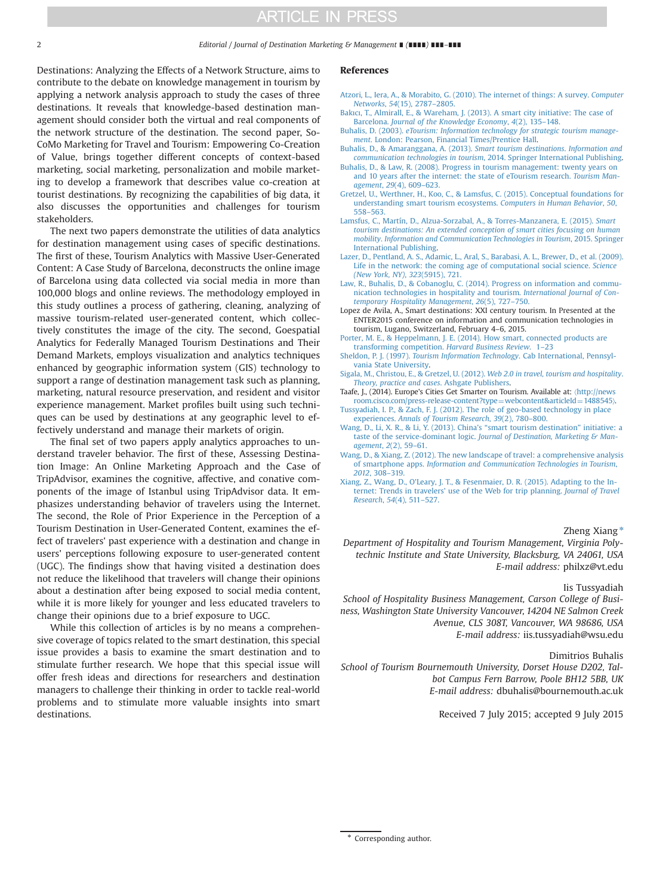Destinations: Analyzing the Effects of a Network Structure, aims to contribute to the debate on knowledge management in tourism by applying a network analysis approach to study the cases of three destinations. It reveals that knowledge-based destination management should consider both the virtual and real components of the network structure of the destination. The second paper, SoCoMo Marketing for Travel and Tourism: Empowering Co-Creation of Value, brings together different concepts of context-based marketing, social marketing, personalization and mobile marketing to develop a framework that describes value co-creation at tourist destinations. By recognizing the capabilities of big data, it also discusses the opportunities and challenges for tourism stakeholders.

The next two papers demonstrate the utilities of data analytics for destination management using cases of specific destinations. The first of these, Tourism Analytics with Massive User-Generated Content: A Case Study of Barcelona, deconstructs the online image of Barcelona using data collected via social media in more than 100,000 blogs and online reviews. The methodology employed in this study outlines a process of gathering, cleaning, analyzing of massive tourism-related user-generated content, which collectively constitutes the image of the city. The second, Goespatial Analytics for Federally Managed Tourism Destinations and Their Demand Markets, employs visualization and analytics techniques enhanced by geographic information system (GIS) technology to support a range of destination management task such as planning, marketing, natural resource preservation, and resident and visitor experience management. Market profiles built using such techniques can be used by destinations at any geographic level to effectively understand and manage their markets of origin.

The final set of two papers apply analytics approaches to understand traveler behavior. The first of these, Assessing Destination Image: An Online Marketing Approach and the Case of TripAdvisor, examines the cognitive, affective, and conative components of the image of Istanbul using TripAdvisor data. It emphasizes understanding behavior of travelers using the Internet. The second, the Role of Prior Experience in the Perception of a Tourism Destination in User-Generated Content, examines the effect of travelers' past experience with a destination and change in users' perceptions following exposure to user-generated content (UGC). The findings show that having visited a destination does not reduce the likelihood that travelers will change their opinions about a destination after being exposed to social media content, while it is more likely for younger and less educated travelers to change their opinions due to a brief exposure to UGC.

While this collection of articles is by no means a comprehensive coverage of topics related to the smart destination, this special issue provides a basis to examine the smart destination and to stimulate further research. We hope that this special issue will offer fresh ideas and directions for researchers and destination managers to challenge their thinking in order to tackle real-world problems and to stimulate more valuable insights into smart destinations.

## References

Atzori, L., Iera, A., & Morabito, G. (2010). The internet of things: A survey. *Computer Networks*, *54*(15), 2787–2805.

Bakıcı, T., Almirall, E., & Wareham, J. (2013). A smart city initiative: The case of Barcelona. *Journal of the Knowledge Economy*, *4*(2), 135–148.

Buhalis, D. (2003). *eTourism: Information technology for strategic tourism management*. London: Pearson, Financial Times/Prentice Hall.

Buhalis, D., & Amaranggana, A. (2013). *Smart tourism destinations. Information and communication technologies in tourism*, 2014. Springer International Publishing.

Buhalis, D., & Law, R. (2008). Progress in tourism management: twenty years on and 10 years after the internet: the state of eTourism research. *Tourism Management*, *29*(4), 609–623.

Gretzel, U., Werthner, H., Koo, C., & Lamsfus, C. (2015). Conceptual foundations for understanding smart tourism ecosystems. *Computers in Human Behavior*, *50*, 558–563.

Lamsfus, C., Martín, D., Alzua-Sorzabal, A., & Torres-Manzanera, E. (2015). *Smart tourism destinations: An extended conception of smart cities focusing on human mobility*. *Information and Communication Technologies in Tourism*, 2015. Springer International Publishing.

Lazer, D., Pentland, A. S., Adamic, L., Aral, S., Barabasi, A. L., Brewer, D., et al. (2009). Life in the network: the coming age of computational social science. *Science (New York, NY)*, *323*(5915), 721.

Law, R., Buhalis, D., & Cobanoglu, C. (2014). Progress on information and communication technologies in hospitality and tourism. *International Journal of Contemporary Hospitality Management*, *26*(5), 727–750.

Lopez de Avila, A., Smart destinations: XXI century tourism. In Presented at the ENTER2015 conference on information and communication technologies in tourism, Lugano, Switzerland, February 4–6, 2015.

Porter, M. E., & Heppelmann, J. E. (2014). How smart, connected products are transforming competition. *Harvard Business Review*. 1–23

Sheldon, P. J. (1997). *Tourism Information Technology*. Cab International, Pennsylvania State University.

Sigala, M., Christou, E., & Gretzel, U. (2012). *Web 2.0 in travel, tourism and hospitality. Theory, practice and cases*. Ashgate Publishers.

Taafe, J., (2014). Europe's Cities Get Smarter on Tourism. Available at: 〈http://newsroom.cisco.com/press-release-content?type=webcontent&articleId=1488545〉.

Tussyadiah, I. P., & Zach, F. J. (2012). The role of geo-based technology in place experiences. *Annals of Tourism Research*, *39*(2), 780–800.

Wang, D., Li, X. R., & Li, Y. (2013). China's "smart tourism destination" initiative: a taste of the service-dominant logic. *Journal of Destination, Marketing & Management*, *2*(2), 59–61.

Wang, D., & Xiang, Z. (2012). The new landscape of travel: a comprehensive analysis of smartphone apps. *Information and Communication Technologies in Tourism*, *2012*, 308–319.

Xiang, Z., Wang, D., O'Leary, J. T., & Fesenmaier, D. R. (2015). Adapting to the Internet: Trends in travelers' use of the Web for trip planning. *Journal of Travel Research*, *54*(4), 511–527.

Zheng Xiang*
*Department of Hospitality and Tourism Management, Virginia Polytechnic Institute and State University, Blacksburg, VA 24061, USA*
*E-mail address:* philxz@vt.edu

Iis Tussyadiah
*School of Hospitality Business Management, Carson College of Business, Washington State University Vancouver, 14204 NE Salmon Creek Avenue, CLS 308T, Vancouver, WA 98686, USA*
*E-mail address:* iis.tussyadiah@wsu.edu

Dimitrios Buhalis
*School of Tourism Bournemouth University, Dorset House D202, Talbot Campus Fern Barrow, Poole BH12 5BB, UK*
*E-mail address:* dbuhalis@bournemouth.ac.uk

Received 7 July 2015; accepted 9 July 2015

\* Corresponding author.